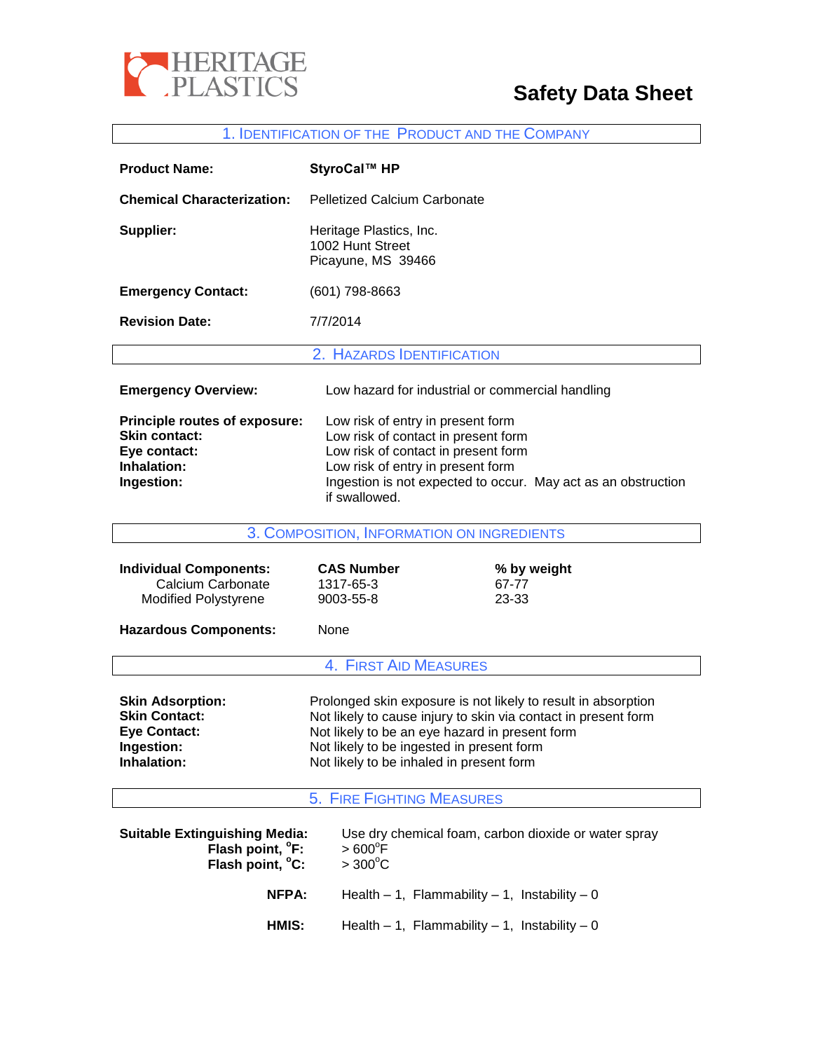HERITAGE PLASTICS

# Safety Data Sheet

## 1. Identification of the Product and the Company

**Product Name:** StyroCal™ HP

**Chemical Characterization:** Pelletized Calcium Carbonate

**Supplier:** Heritage Plastics, Inc.
1002 Hunt Street
Picayune, MS 39466

**Emergency Contact:** (601) 798-8663

**Revision Date:** 7/7/2014

## 2. Hazards Identification

**Emergency Overview:** Low hazard for industrial or commercial handling

**Principle routes of exposure:** Low risk of entry in present form
**Skin contact:** Low risk of contact in present form
**Eye contact:** Low risk of contact in present form
**Inhalation:** Low risk of entry in present form
**Ingestion:** Ingestion is not expected to occur. May act as an obstruction if swallowed.

## 3. Composition, Information on Ingredients

| Individual Components: | CAS Number | % by weight |
|---|---|---|
| Calcium Carbonate | 1317-65-3 | 67-77 |
| Modified Polystyrene | 9003-55-8 | 23-33 |

**Hazardous Components:** None

## 4. First Aid Measures

**Skin Adsorption:** Prolonged skin exposure is not likely to result in absorption
**Skin Contact:** Not likely to cause injury to skin via contact in present form
**Eye Contact:** Not likely to be an eye hazard in present form
**Ingestion:** Not likely to be ingested in present form
**Inhalation:** Not likely to be inhaled in present form

## 5. Fire Fighting Measures

**Suitable Extinguishing Media:** Use dry chemical foam, carbon dioxide or water spray
**Flash point, °F:** > 600°F
**Flash point, °C:** > 300°C

**NFPA:** Health – 1, Flammability – 1, Instability – 0

**HMIS:** Health – 1, Flammability – 1, Instability – 0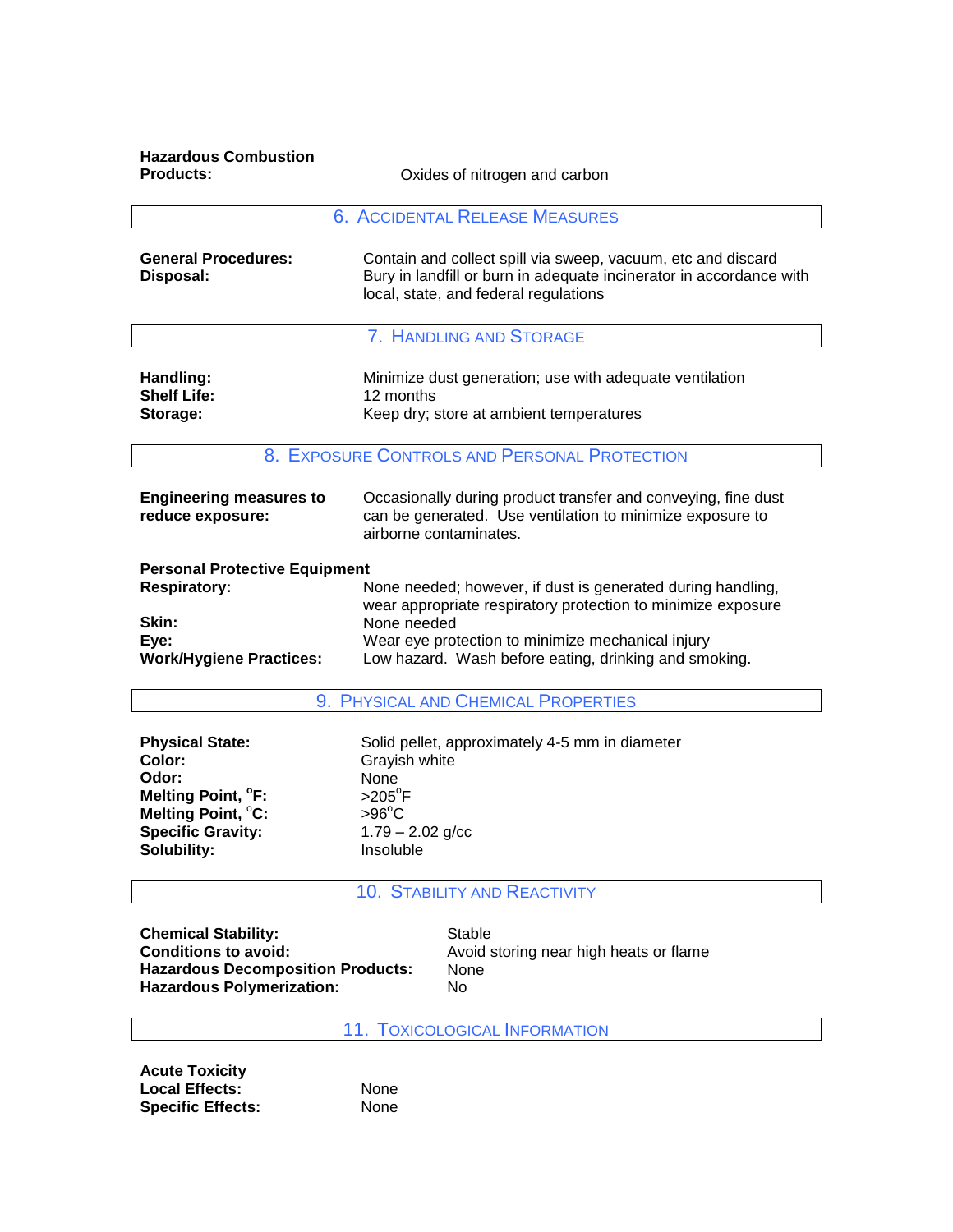**Hazardous Combustion Products:** Oxides of nitrogen and carbon

## 6. Accidental Release Measures

**General Procedures:** Contain and collect spill via sweep, vacuum, etc and discard

**Disposal:** Bury in landfill or burn in adequate incinerator in accordance with local, state, and federal regulations

## 7. Handling and Storage

**Handling:** Minimize dust generation; use with adequate ventilation

**Shelf Life:** 12 months

**Storage:** Keep dry; store at ambient temperatures

## 8. Exposure Controls and Personal Protection

**Engineering measures to reduce exposure:** Occasionally during product transfer and conveying, fine dust can be generated. Use ventilation to minimize exposure to airborne contaminates.

**Personal Protective Equipment**

**Respiratory:** None needed; however, if dust is generated during handling, wear appropriate respiratory protection to minimize exposure

**Skin:** None needed

**Eye:** Wear eye protection to minimize mechanical injury

**Work/Hygiene Practices:** Low hazard. Wash before eating, drinking and smoking.

## 9. Physical and Chemical Properties

**Physical State:** Solid pellet, approximately 4-5 mm in diameter

**Color:** Grayish white

**Odor:** None

**Melting Point, °F:** >205°F

**Melting Point, °C:** >96°C

**Specific Gravity:** 1.79 – 2.02 g/cc

**Solubility:** Insoluble

## 10. Stability and Reactivity

**Chemical Stability:** Stable

**Conditions to avoid:** Avoid storing near high heats or flame

**Hazardous Decomposition Products:** None

**Hazardous Polymerization:** No

## 11. Toxicological Information

**Acute Toxicity**

**Local Effects:** None

**Specific Effects:** None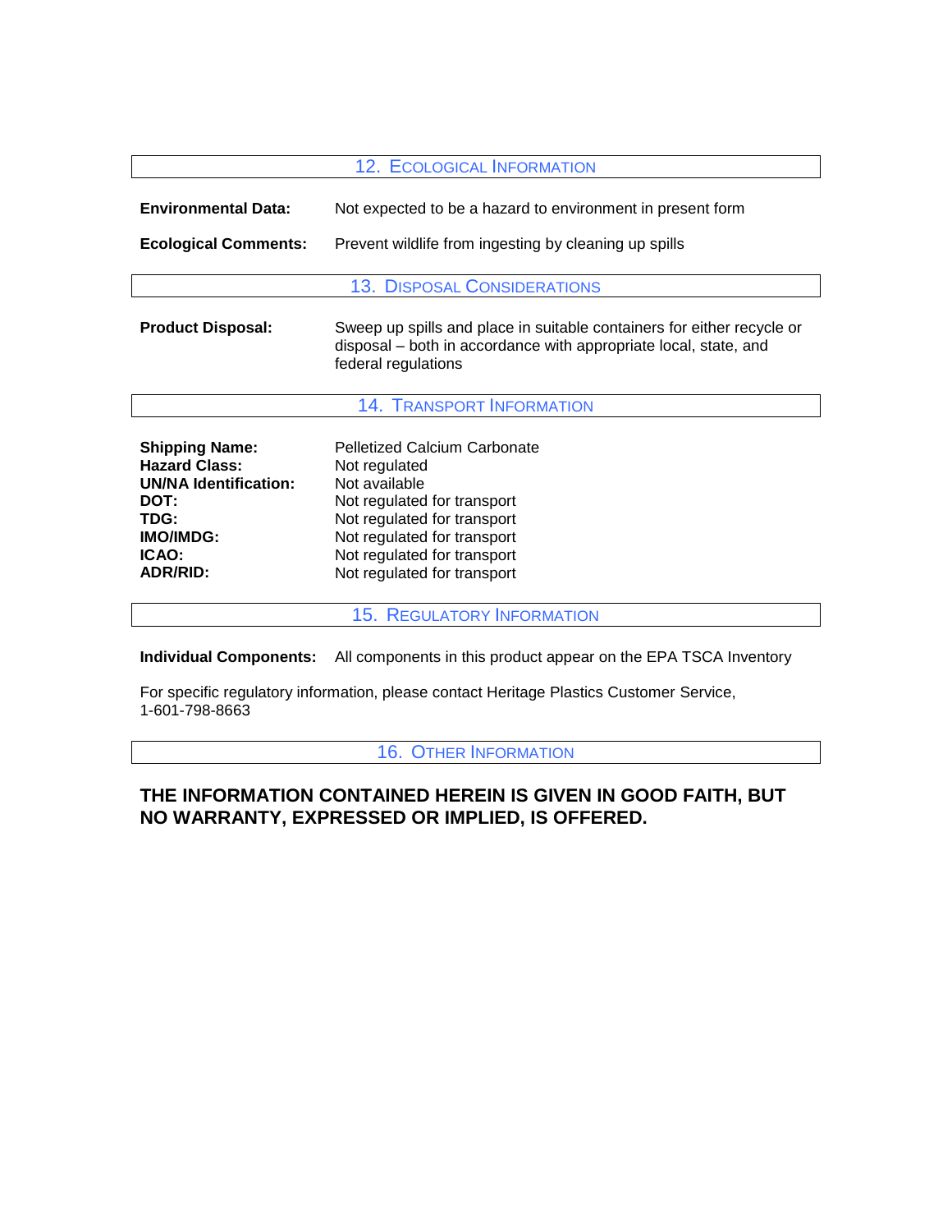## 12. Ecological Information

**Environmental Data:** Not expected to be a hazard to environment in present form

**Ecological Comments:** Prevent wildlife from ingesting by cleaning up spills

## 13. Disposal Considerations

**Product Disposal:** Sweep up spills and place in suitable containers for either recycle or disposal – both in accordance with appropriate local, state, and federal regulations

## 14. Transport Information

| | |
|---|---|
| **Shipping Name:** | Pelletized Calcium Carbonate |
| **Hazard Class:** | Not regulated |
| **UN/NA Identification:** | Not available |
| **DOT:** | Not regulated for transport |
| **TDG:** | Not regulated for transport |
| **IMO/IMDG:** | Not regulated for transport |
| **ICAO:** | Not regulated for transport |
| **ADR/RID:** | Not regulated for transport |

## 15. Regulatory Information

**Individual Components:** All components in this product appear on the EPA TSCA Inventory

For specific regulatory information, please contact Heritage Plastics Customer Service, 1-601-798-8663

## 16. Other Information

**THE INFORMATION CONTAINED HEREIN IS GIVEN IN GOOD FAITH, BUT NO WARRANTY, EXPRESSED OR IMPLIED, IS OFFERED.**